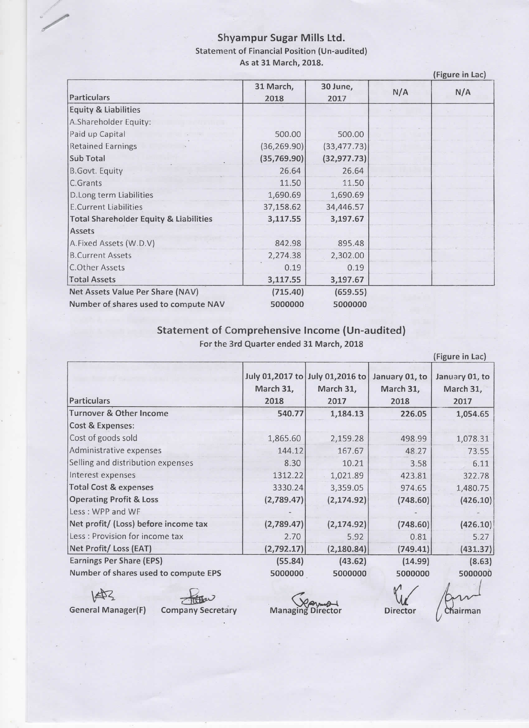# Shyampur Sugar Mills Ltd.

Statement of Financial Position (Un-audited)

As at 31 March, 2018.

(Figure in Lac)

| Particulars | 31 March, 2018 | 30 June, 2017 | N/A | N/A |
|---|---|---|---|---|
| **Equity & Liabilities** | | | | |
| A.Shareholder Equity: | | | | |
| Paid up Capital | 500.00 | 500.00 | | |
| Retained Earnings | (36,269.90) | (33,477.73) | | |
| **Sub Total** | **(35,769.90)** | **(32,977.73)** | | |
| B.Govt. Equity | 26.64 | 26.64 | | |
| C.Grants | 11.50 | 11.50 | | |
| D.Long term Liabilities | 1,690.69 | 1,690.69 | | |
| E.Current Liabilities | 37,158.62 | 34,446.57 | | |
| **Total Shareholder Equity & Liabilities** | **3,117.55** | **3,197.67** | | |
| **Assets** | | | | |
| A.Fixed Assets (W.D.V) | 842.98 | 895.48 | | |
| B.Current Assets | 2,274.38 | 2,302.00 | | |
| C.Other Assets | 0.19 | 0.19 | | |
| **Total Assets** | **3,117.55** | **3,197.67** | | |
| **Net Assets Value Per Share (NAV)** | **(715.40)** | **(659.55)** | | |
| **Number of shares used to compute NAV** | **5000000** | **5000000** | | |

## Statement of Comprehensive Income (Un-audited)

For the 3rd Quarter ended 31 March, 2018

(Figure in Lac)

| Particulars | July 01,2017 to March 31, 2018 | July 01,2016 to March 31, 2017 | January 01, to March 31, 2018 | January 01, to March 31, 2017 |
|---|---|---|---|---|
| **Turnover & Other Income** | **540.77** | **1,184.13** | **226.05** | **1,054.65** |
| **Cost & Expenses:** | | | | |
| Cost of goods sold | 1,865.60 | 2,159.28 | 498.99 | 1,078.31 |
| Administrative expenses | 144.12 | 167.67 | 48.27 | 73.55 |
| Selling and distribution expenses | 8.30 | 10.21 | 3.58 | 6.11 |
| Interest expenses | 1312.22 | 1,021.89 | 423.81 | 322.78 |
| **Total Cost & expenses** | **3330.24** | **3,359.05** | **974.65** | **1,480.75** |
| **Operating Profit & Loss** | **(2,789.47)** | **(2,174.92)** | **(748.60)** | **(426.10)** |
| Less : WPP and WF | - | | - | - |
| **Net profit/ (Loss) before income tax** | **(2,789.47)** | **(2,174.92)** | **(748.60)** | **(426.10)** |
| Less : Provision for income tax | 2.70 | 5.92 | 0.81 | 5.27 |
| **Net Profit/ Loss (EAT)** | **(2,792.17)** | **(2,180.84)** | **(749.41)** | **(431.37)** |
| **Earnings Per Share (EPS)** | **(55.84)** | **(43.62)** | **(14.99)** | **(8.63)** |
| **Number of shares used to compute EPS** | **5000000** | **5000000** | **5000000** | **5000000** |

General Manager(F) &nbsp;&nbsp; Company Secretary &nbsp;&nbsp; Managing Director &nbsp;&nbsp; Director &nbsp;&nbsp; Chairman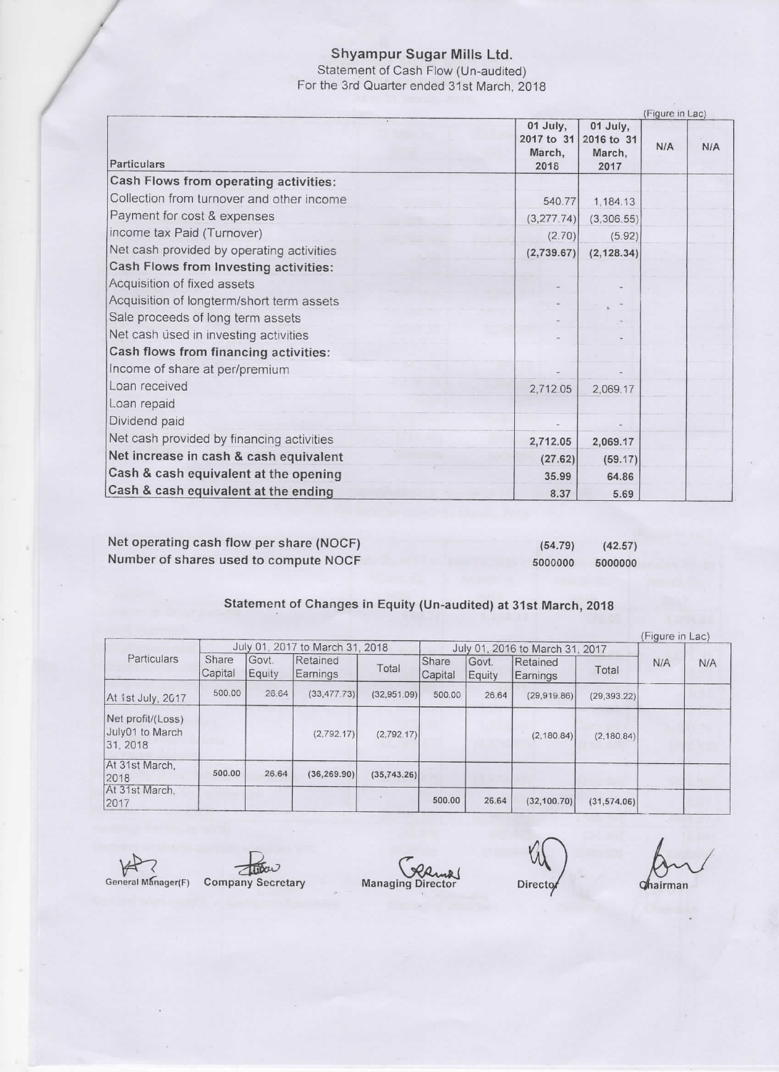# Shyampur Sugar Mills Ltd.

Statement of Cash Flow (Un-audited)
For the 3rd Quarter ended 31st March, 2018

(Figure in Lac)

| Particulars | 01 July, 2017 to 31 March, 2018 | 01 July, 2016 to 31 March, 2017 | N/A | N/A |
|---|---|---|---|---|
| **Cash Flows from operating activities:** | | | | |
| Collection from turnover and other income | 540.77 | 1,184.13 | | |
| Payment for cost & expenses | (3,277.74) | (3,306.55) | | |
| income tax Paid (Turnover) | (2.70) | (5.92) | | |
| Net cash provided by operating activities | **(2,739.67)** | **(2,128.34)** | | |
| **Cash Flows from Investing activities:** | | | | |
| Acquisition of fixed assets | - | - | | |
| Acquisition of longterm/short term assets | - | - | | |
| Sale proceeds of long term assets | - | - | | |
| Net cash used in investing activities | - | - | | |
| **Cash flows from financing activities:** | | | | |
| Income of share at per/premium | - | - | | |
| Loan received | 2,712.05 | 2,069.17 | | |
| Loan repaid | | | | |
| Dividend paid | - | - | | |
| Net cash provided by financing activities | **2,712.05** | **2,069.17** | | |
| **Net increase in cash & cash equivalent** | **(27.62)** | **(59.17)** | | |
| **Cash & cash equivalent at the opening** | **35.99** | **64.86** | | |
| **Cash & cash equivalent at the ending** | **8.37** | **5.69** | | |

| | | |
|---|---|---|
| **Net operating cash flow per share (NOCF)** | (54.79) | (42.57) |
| **Number of shares used to compute NOCF** | 5000000 | 5000000 |

## Statement of Changes in Equity (Un-audited) at 31st March, 2018

(Figure in Lac)

| Particulars | July 01, 2017 to March 31, 2018 | | | | July 01, 2016 to March 31, 2017 | | | | N/A | N/A |
|---|---|---|---|---|---|---|---|---|---|---|
| | Share Capital | Govt. Equity | Retained Earnings | Total | Share Capital | Govt. Equity | Retained Earnings | Total | | |
| At 1st July, 2017 | 500.00 | 26.64 | (33,477.73) | (32,951.09) | 500.00 | 26.64 | (29,919.86) | (29,393.22) | | |
| Net profit/(Loss) July01 to March 31, 2018 | | | (2,792.17) | (2,792.17) | | | (2,180.84) | (2,180.84) | | |
| At 31st March, 2018 | 500.00 | 26.64 | (36,269.90) | (35,743.26) | | | | | | |
| At 31st March, 2017 | | | | | 500.00 | 26.64 | (32,100.70) | (31,574.06) | | |

General Manager(F) Company Secretary Managing Director Director Chairman